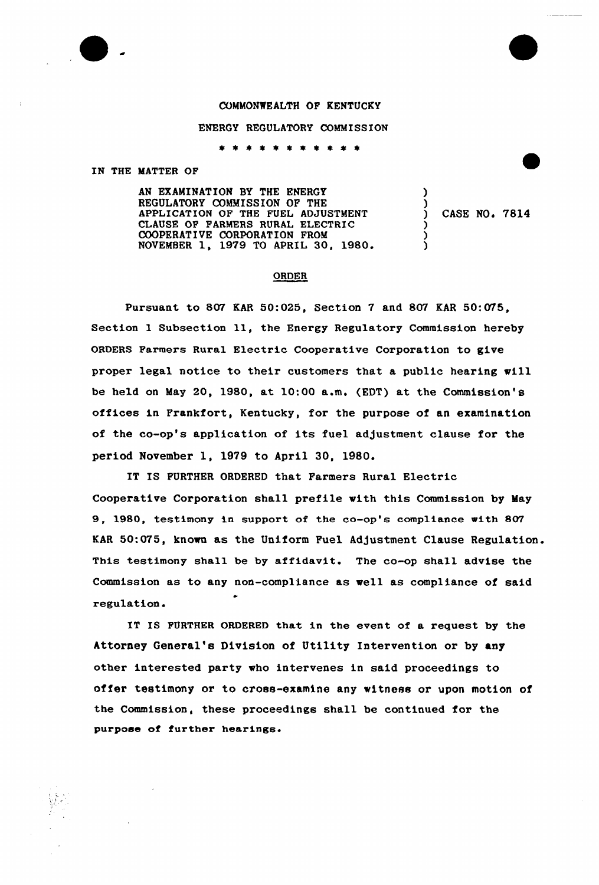COMMONWEALTH OF KENTUCKY

ENERGY REGULATORY COMMISSION

\* \* \* \* \* \* \* \* \* \* \*

IN THE MATTER OF

AN EXAMINATION BY THE ENERGY REGULATORY COMMISSION OF THE APPLICATION OF THE FUEL ADJUSTMENT CLAUSE OF FARMERS RURAL ELECTRIC COOPERATIVE CORPORATION FROM NOVEMBER 1, 1979 TO APRIL 30, 1980.

) CASE NO. 7814

## ORDER

Pursuant to 807 KAR 50:025, Section 7 and 807 KAR 50:075, Section 1 Subsection 11, the Energy Regulatory Commission hereby ORDERS Farmers Rural Electric Cooperative Corporation to give proper legal notice to their customers that a public hearing will be held on May 20, 1980, at 10:00 a.m. (EDT) at the Commission's offices in Frankfort, Kentucky, for the purpose of an examination of the co-op's application of its fuel adjustment clause for the period November 1, 1979 to April 30, 1980.

IT IS FURTHER ORDERED that Farmers Rural Electric Cooperative Corporation shall prefile with this Commission by May 9, 1980, testimony in support of the co-op's compliance with 807 KAR 50:075, known as the Uniform Fuel Adjustment Clause Regulation. This testimony shall be by affidavit. The co-op shall advise the Commission as to any non-compliance as well as compliance of said regulation.

IT IS FURTHER ORDERED that in the event of a request by the Attorney General's Division of Utility Intervention or by any other interested party who intervenes in said proceedings to offer testimony or to cross-examine any witness or upon motion of the Commission, these proceedings shall be continued for the purpose of further hearings.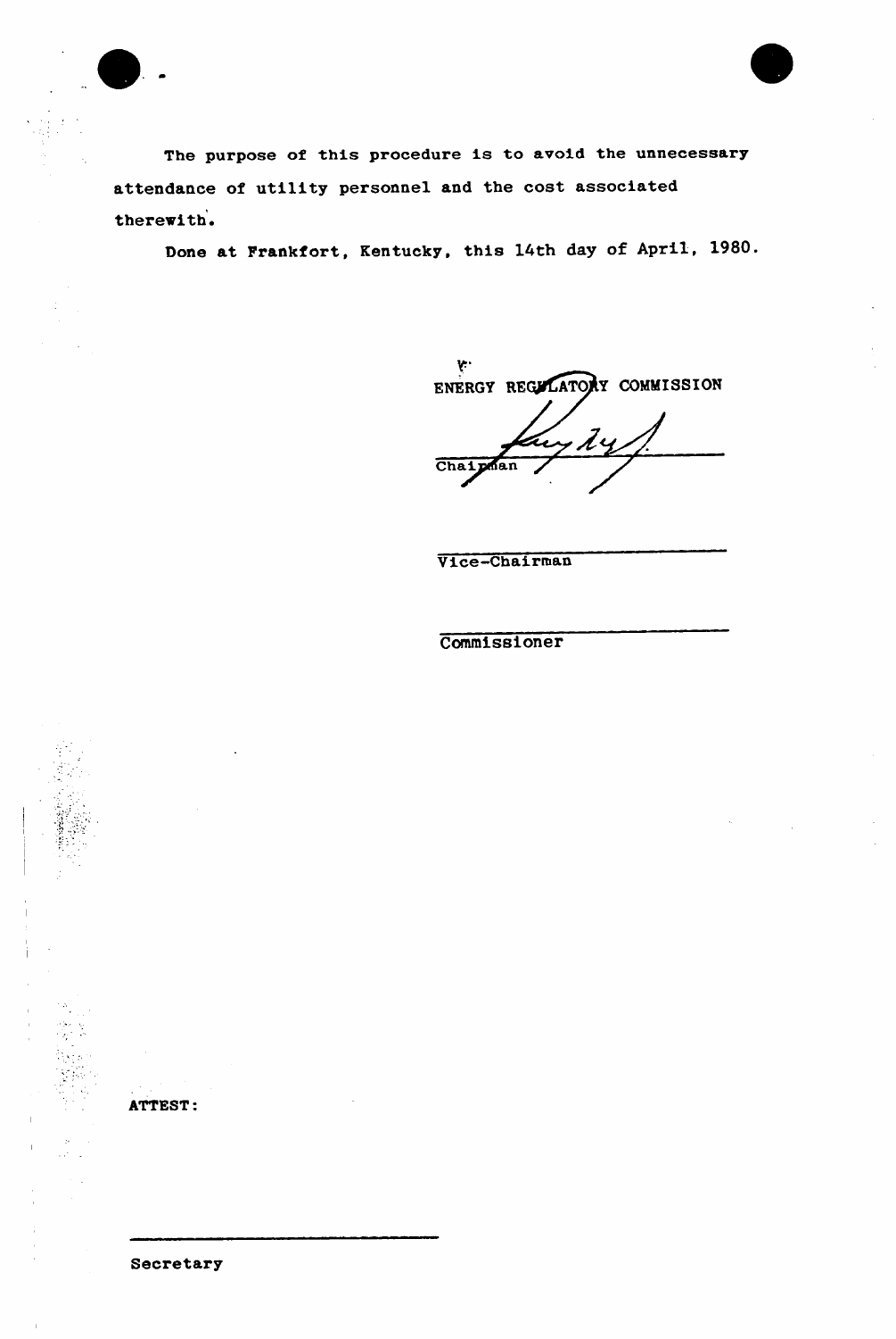The purpose of this procedure is to avoid the unnecessary attendance of utility personnel and the cost associated therewith.

Done at Frankfort, Kentucky, this 14th day of April, 1980.

ENERGY REGULATORY COMMISSION

Chairman

Vice-Chairman

Commissioner

ATTEST:

Secretary